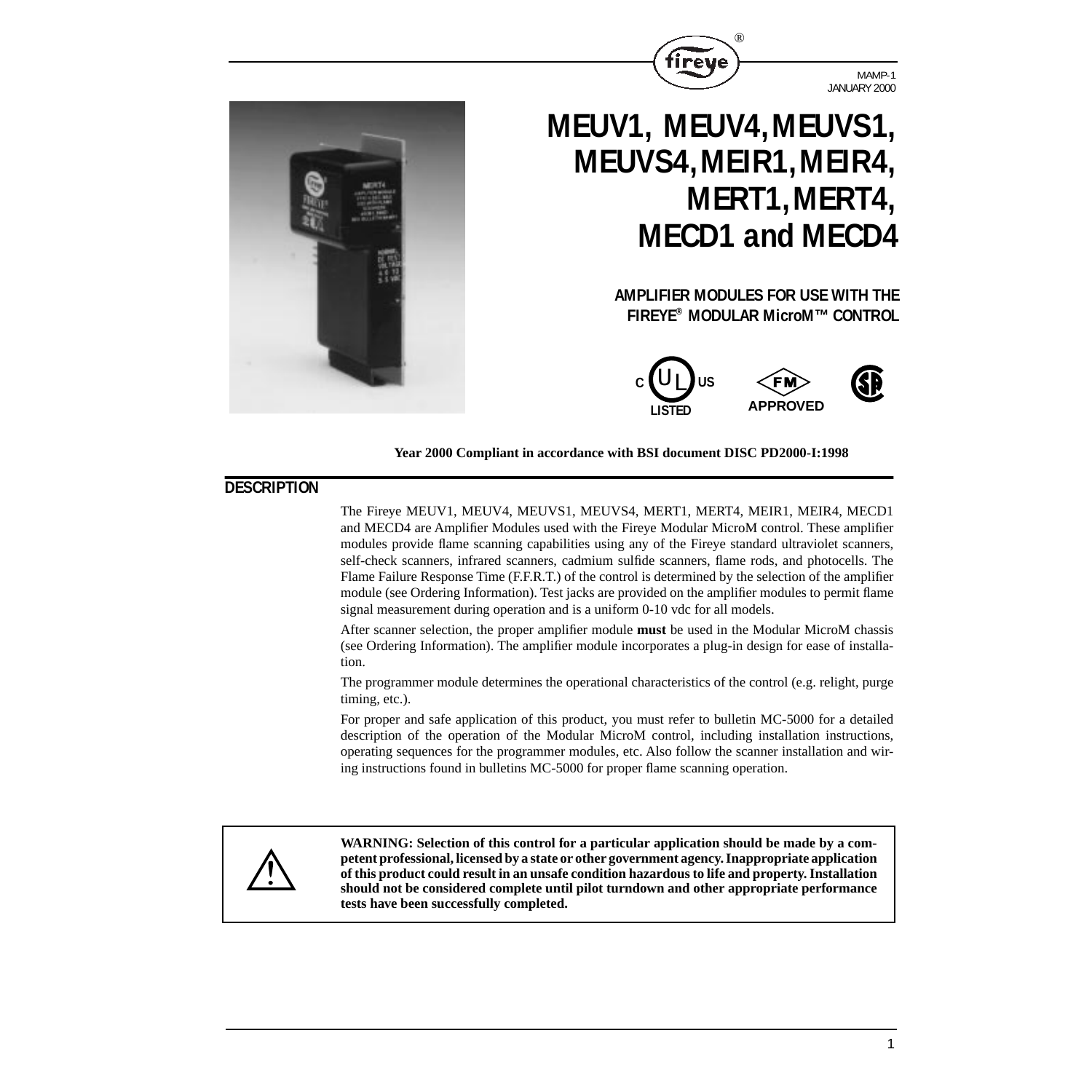MAMP-1
JANUARY 2000

# MEUV1, MEUV4, MEUVS1, MEUVS4, MEIR1, MEIR4, MERT1, MERT4, MECD1 and MECD4

## AMPLIFIER MODULES FOR USE WITH THE FIREYE® MODULAR MicroM™ CONTROL

**Year 2000 Compliant in accordance with BSI document DISC PD2000-I:1998**

## DESCRIPTION

The Fireye MEUV1, MEUV4, MEUVS1, MEUVS4, MERT1, MERT4, MEIR1, MEIR4, MECD1 and MECD4 are Amplifier Modules used with the Fireye Modular MicroM control. These amplifier modules provide flame scanning capabilities using any of the Fireye standard ultraviolet scanners, self-check scanners, infrared scanners, cadmium sulfide scanners, flame rods, and photocells. The Flame Failure Response Time (F.F.R.T.) of the control is determined by the selection of the amplifier module (see Ordering Information). Test jacks are provided on the amplifier modules to permit flame signal measurement during operation and is a uniform 0-10 vdc for all models.

After scanner selection, the proper amplifier module **must** be used in the Modular MicroM chassis (see Ordering Information). The amplifier module incorporates a plug-in design for ease of installation.

The programmer module determines the operational characteristics of the control (e.g. relight, purge timing, etc.).

For proper and safe application of this product, you must refer to bulletin MC-5000 for a detailed description of the operation of the Modular MicroM control, including installation instructions, operating sequences for the programmer modules, etc. Also follow the scanner installation and wiring instructions found in bulletins MC-5000 for proper flame scanning operation.

**WARNING: Selection of this control for a particular application should be made by a competent professional, licensed by a state or other government agency. Inappropriate application of this product could result in an unsafe condition hazardous to life and property. Installation should not be considered complete until pilot turndown and other appropriate performance tests have been successfully completed.**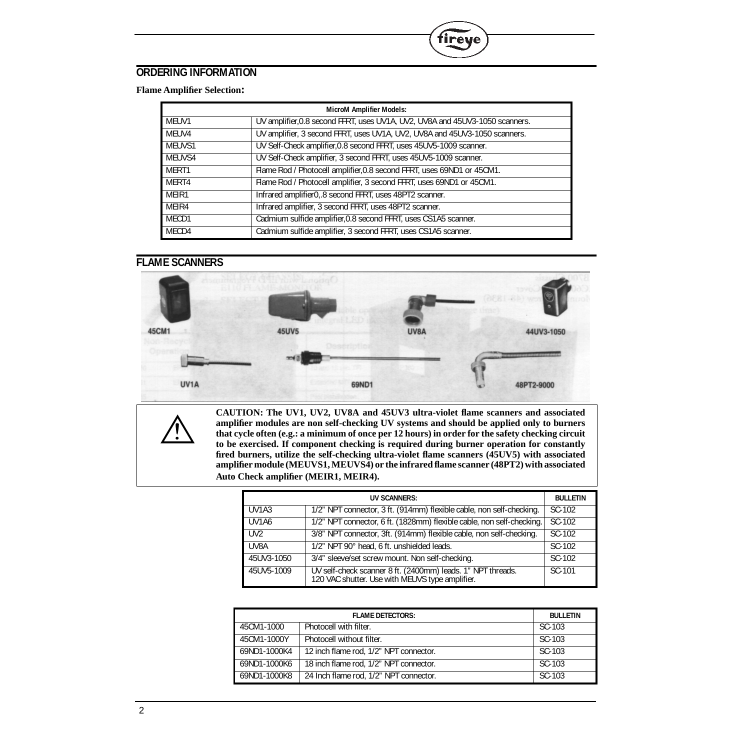## ORDERING INFORMATION

**Flame Amplifier Selection:**

| MicroM Amplifier Models: | |
|---|---|
| MEUV1 | UV amplifier,0.8 second FFRT, uses UV1A, UV2, UV8A and 45UV3-1050 scanners. |
| MEUV4 | UV amplifier, 3 second FFRT, uses UV1A, UV2, UV8A and 45UV3-1050 scanners. |
| MEUVS1 | UV Self-Check amplifier,0.8 second FFRT, uses 45UV5-1009 scanner. |
| MEUVS4 | UV Self-Check amplifier, 3 second FFRT, uses 45UV5-1009 scanner. |
| MERT1 | Flame Rod / Photocell amplifier,0.8 second FFRT, uses 69ND1 or 45CM1. |
| MERT4 | Flame Rod / Photocell amplifier, 3 second FFRT, uses 69ND1 or 45CM1. |
| MEIR1 | Infrared amplifier0,.8 second FFRT, uses 48PT2 scanner. |
| MEIR4 | Infrared amplifier, 3 second FFRT, uses 48PT2 scanner. |
| MECD1 | Cadmium sulfide amplifier,0.8 second FFRT, uses CS1A5 scanner. |
| MECD4 | Cadmium sulfide amplifier, 3 second FFRT, uses CS1A5 scanner. |

## FLAME SCANNERS

45CM1 45UV5 UV8A 44UV3-1050

UV1A 69ND1 48PT2-9000

**CAUTION: The UV1, UV2, UV8A and 45UV3 ultra-violet flame scanners and associated amplifier modules are non self-checking UV systems and should be applied only to burners that cycle often (e.g.: a minimum of once per 12 hours) in order for the safety checking circuit to be exercised. If component checking is required during burner operation for constantly fired burners, utilize the self-checking ultra-violet flame scanners (45UV5) with associated amplifier module (MEUVS1, MEUVS4) or the infrared flame scanner (48PT2) with associated Auto Check amplifier (MEIR1, MEIR4).**

| UV SCANNERS: | | BULLETIN |
|---|---|---|
| UV1A3 | 1/2" NPT connector, 3 ft. (914mm) flexible cable, non self-checking. | SC-102 |
| UV1A6 | 1/2" NPT connector, 6 ft. (1828mm) flexible cable, non self-checking. | SC-102 |
| UV2 | 3/8" NPT connector, 3ft. (914mm) flexible cable, non self-checking. | SC-102 |
| UV8A | 1/2" NPT 90° head, 6 ft. unshielded leads. | SC-102 |
| 45UV3-1050 | 3/4" sleeve/set screw mount. Non self-checking. | SC-102 |
| 45UV5-1009 | UV self-check scanner 8 ft. (2400mm) leads. 1" NPT threads. 120 VAC shutter. Use with MEUVS type amplifier. | SC-101 |

| FLAME DETECTORS: | | BULLETIN |
|---|---|---|
| 45CM1-1000 | Photocell with filter. | SC-103 |
| 45CM1-1000Y | Photocell without filter. | SC-103 |
| 69ND1-1000K4 | 12 inch flame rod, 1/2" NPT connector. | SC-103 |
| 69ND1-1000K6 | 18 inch flame rod, 1/2" NPT connector. | SC-103 |
| 69ND1-1000K8 | 24 Inch flame rod, 1/2" NPT connector. | SC-103 |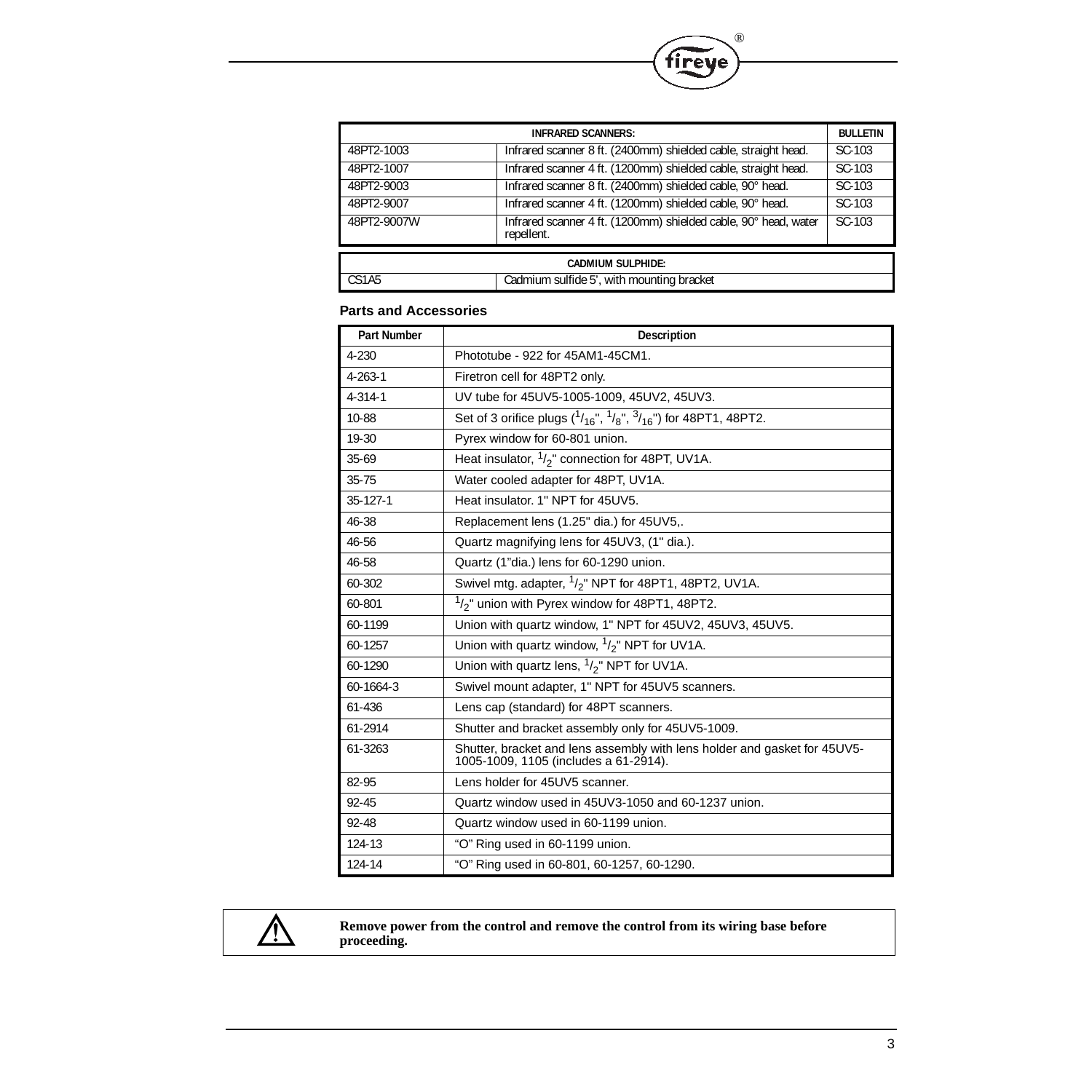| INFRARED SCANNERS: | | BULLETIN |
|---|---|---|
| 48PT2-1003 | Infrared scanner 8 ft. (2400mm) shielded cable, straight head. | SC-103 |
| 48PT2-1007 | Infrared scanner 4 ft. (1200mm) shielded cable, straight head. | SC-103 |
| 48PT2-9003 | Infrared scanner 8 ft. (2400mm) shielded cable, 90° head. | SC-103 |
| 48PT2-9007 | Infrared scanner 4 ft. (1200mm) shielded cable, 90° head. | SC-103 |
| 48PT2-9007W | Infrared scanner 4 ft. (1200mm) shielded cable, 90° head, water repellent. | SC-103 |

| CADMIUM SULPHIDE: | |
|---|---|
| CS1A5 | Cadmium sulfide 5', with mounting bracket |

### Parts and Accessories

| Part Number | Description |
|---|---|
| 4-230 | Phototube - 922 for 45AM1-45CM1. |
| 4-263-1 | Firetron cell for 48PT2 only. |
| 4-314-1 | UV tube for 45UV5-1005-1009, 45UV2, 45UV3. |
| 10-88 | Set of 3 orifice plugs ($^1/_{16}$", $^1/_8$", $^3/_{16}$") for 48PT1, 48PT2. |
| 19-30 | Pyrex window for 60-801 union. |
| 35-69 | Heat insulator, $^1/_2$" connection for 48PT, UV1A. |
| 35-75 | Water cooled adapter for 48PT, UV1A. |
| 35-127-1 | Heat insulator. 1" NPT for 45UV5. |
| 46-38 | Replacement lens (1.25" dia.) for 45UV5,. |
| 46-56 | Quartz magnifying lens for 45UV3, (1" dia.). |
| 46-58 | Quartz (1"dia.) lens for 60-1290 union. |
| 60-302 | Swivel mtg. adapter, $^1/_2$" NPT for 48PT1, 48PT2, UV1A. |
| 60-801 | $^1/_2$" union with Pyrex window for 48PT1, 48PT2. |
| 60-1199 | Union with quartz window, 1" NPT for 45UV2, 45UV3, 45UV5. |
| 60-1257 | Union with quartz window, $^1/_2$" NPT for UV1A. |
| 60-1290 | Union with quartz lens, $^1/_2$" NPT for UV1A. |
| 60-1664-3 | Swivel mount adapter, 1" NPT for 45UV5 scanners. |
| 61-436 | Lens cap (standard) for 48PT scanners. |
| 61-2914 | Shutter and bracket assembly only for 45UV5-1009. |
| 61-3263 | Shutter, bracket and lens assembly with lens holder and gasket for 45UV5-1005-1009, 1105 (includes a 61-2914). |
| 82-95 | Lens holder for 45UV5 scanner. |
| 92-45 | Quartz window used in 45UV3-1050 and 60-1237 union. |
| 92-48 | Quartz window used in 60-1199 union. |
| 124-13 | "O" Ring used in 60-1199 union. |
| 124-14 | "O" Ring used in 60-801, 60-1257, 60-1290. |

⚠ **Remove power from the control and remove the control from its wiring base before proceeding.**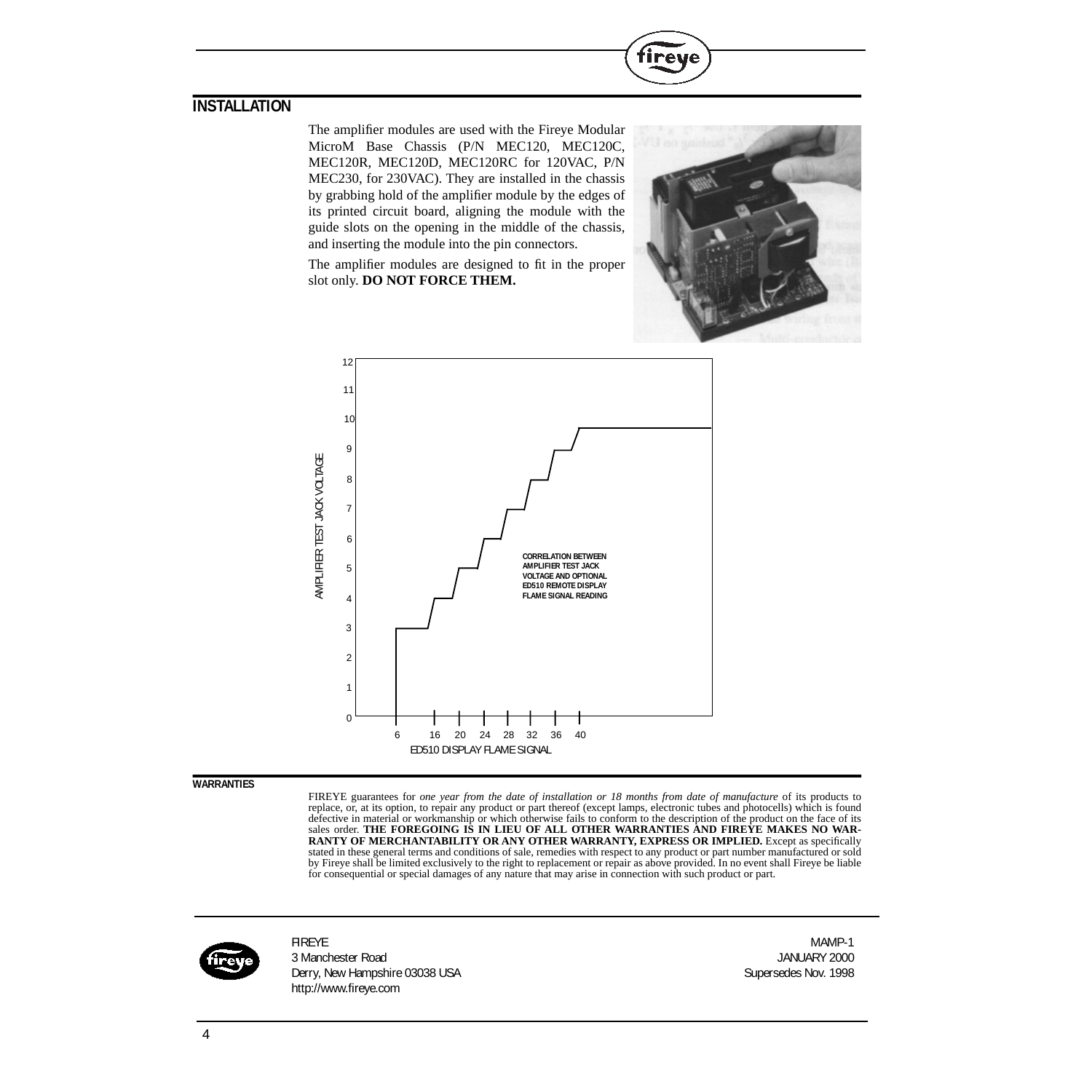## INSTALLATION

The amplifier modules are used with the Fireye Modular MicroM Base Chassis (P/N MEC120, MEC120C, MEC120R, MEC120D, MEC120RC for 120VAC, P/N MEC230, for 230VAC). They are installed in the chassis by grabbing hold of the amplifier module by the edges of its printed circuit board, aligning the module with the guide slots on the opening in the middle of the chassis, and inserting the module into the pin connectors.

The amplifier modules are designed to fit in the proper slot only. **DO NOT FORCE THEM.**

AMPLIFIER TEST JACK VOLTAGE

0 1 2 3 4 5 6 7 8 9 10 11 12

ED510 DISPLAY FLAME SIGNAL

6 16 20 24 28 32 36 40

CORRELATION BETWEEN AMPLIFIER TEST JACK VOLTAGE AND OPTIONAL ED510 REMOTE DISPLAY FLAME SIGNAL READING

## WARRANTIES

FIREYE guarantees for *one year from the date of installation or 18 months from date of manufacture* of its products to replace, or, at its option, to repair any product or part thereof (except lamps, electronic tubes and photocells) which is found defective in material or workmanship or which otherwise fails to conform to the description of the product on the face of its sales order. **THE FOREGOING IS IN LIEU OF ALL OTHER WARRANTIES AND FIREYE MAKES NO WARRANTY OF MERCHANTABILITY OR ANY OTHER WARRANTY, EXPRESS OR IMPLIED.** Except as specifically stated in these general terms and conditions of sale, remedies with respect to any product or part number manufactured or sold by Fireye shall be limited exclusively to the right to replacement or repair as above provided. In no event shall Fireye be liable for consequential or special damages of any nature that may arise in connection with such product or part.

FIREYE
3 Manchester Road
Derry, New Hampshire 03038 USA
http://www.fireye.com

MAMP-1
JANUARY 2000
Supersedes Nov. 1998